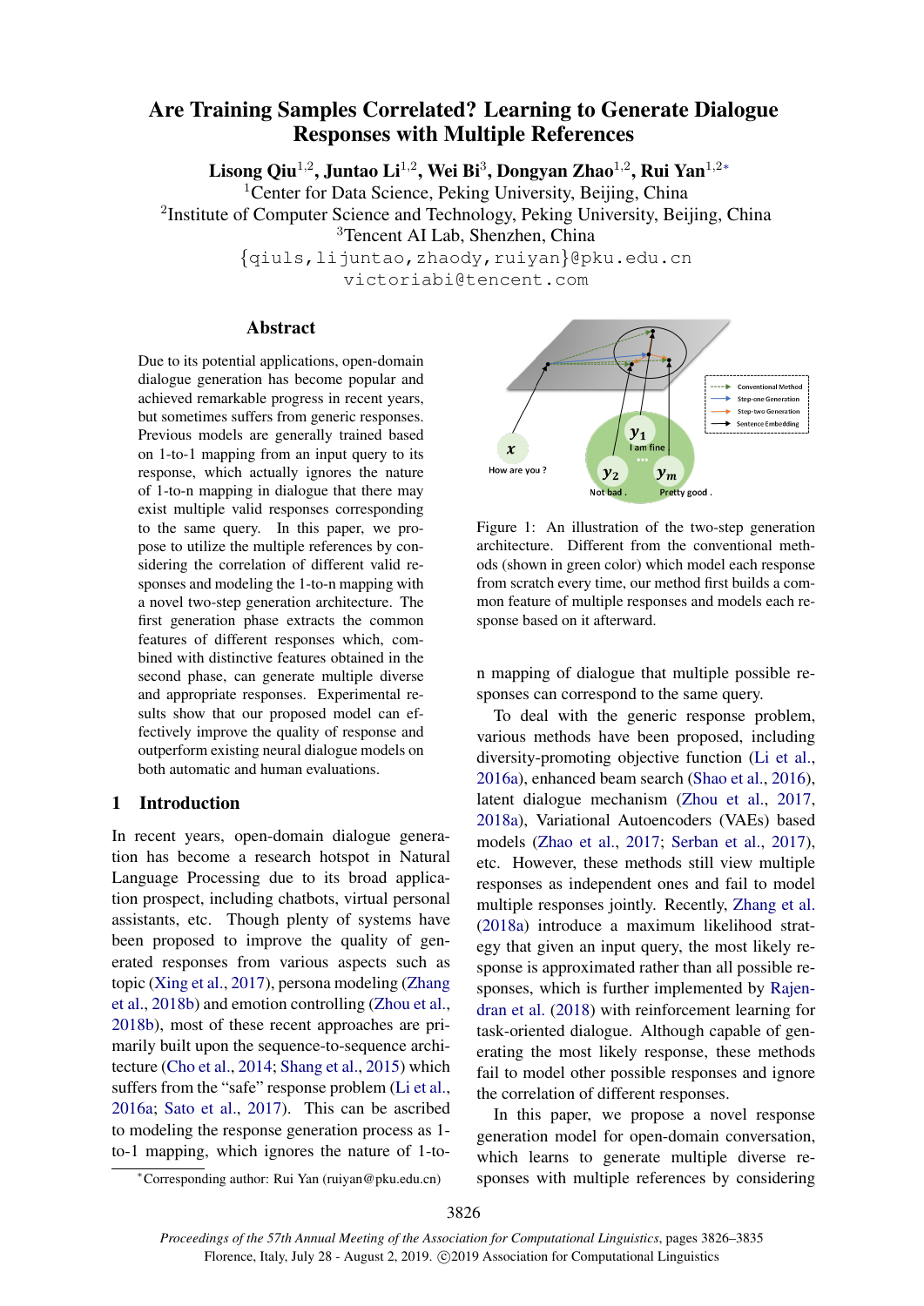# Are Training Samples Correlated? Learning to Generate Dialogue Responses with Multiple References

**Lisong Qiu**[1,2], **Juntao Li**[1,2], **Wei Bi**[3], **Dongyan Zhao**[1,2], **Rui Yan**[1,2*]

[1]Center for Data Science, Peking University, Beijing, China

[2]Institute of Computer Science and Technology, Peking University, Beijing, China

[3]Tencent AI Lab, Shenzhen, China

{qiuls,lijuntao,zhaody,ruiyan}@pku.edu.cn

victoriabi@tencent.com

## Abstract

Due to its potential applications, open-domain dialogue generation has become popular and achieved remarkable progress in recent years, but sometimes suffers from generic responses. Previous models are generally trained based on 1-to-1 mapping from an input query to its response, which actually ignores the nature of 1-to-n mapping in dialogue that there may exist multiple valid responses corresponding to the same query. In this paper, we propose to utilize the multiple references by considering the correlation of different valid responses and modeling the 1-to-n mapping with a novel two-step generation architecture. The first generation phase extracts the common features of different responses which, combined with distinctive features obtained in the second phase, can generate multiple diverse and appropriate responses. Experimental results show that our proposed model can effectively improve the quality of response and outperform existing neural dialogue models on both automatic and human evaluations.

## 1 Introduction

In recent years, open-domain dialogue generation has become a research hotspot in Natural Language Processing due to its broad application prospect, including chatbots, virtual personal assistants, etc. Though plenty of systems have been proposed to improve the quality of generated responses from various aspects such as topic (Xing et al., 2017), persona modeling (Zhang et al., 2018b) and emotion controlling (Zhou et al., 2018b), most of these recent approaches are primarily built upon the sequence-to-sequence architecture (Cho et al., 2014; Shang et al., 2015) which suffers from the "safe" response problem (Li et al., 2016a; Sato et al., 2017). This can be ascribed to modeling the response generation process as 1-to-1 mapping, which ignores the nature of 1-to-n mapping of dialogue that multiple possible responses can correspond to the same query.

[*]Corresponding author: Rui Yan (ruiyan@pku.edu.cn)

Figure 1: An illustration of the two-step generation architecture. Different from the conventional methods (shown in green color) which model each response from scratch every time, our method first builds a common feature of multiple responses and models each response based on it afterward.

To deal with the generic response problem, various methods have been proposed, including diversity-promoting objective function (Li et al., 2016a), enhanced beam search (Shao et al., 2016), latent dialogue mechanism (Zhou et al., 2017, 2018a), Variational Autoencoders (VAEs) based models (Zhao et al., 2017; Serban et al., 2017), etc. However, these methods still view multiple responses as independent ones and fail to model multiple responses jointly. Recently, Zhang et al. (2018a) introduce a maximum likelihood strategy that given an input query, the most likely response is approximated rather than all possible responses, which is further implemented by Rajendran et al. (2018) with reinforcement learning for task-oriented dialogue. Although capable of generating the most likely response, these methods fail to model other possible responses and ignore the correlation of different responses.

In this paper, we propose a novel response generation model for open-domain conversation, which learns to generate multiple diverse responses with multiple references by considering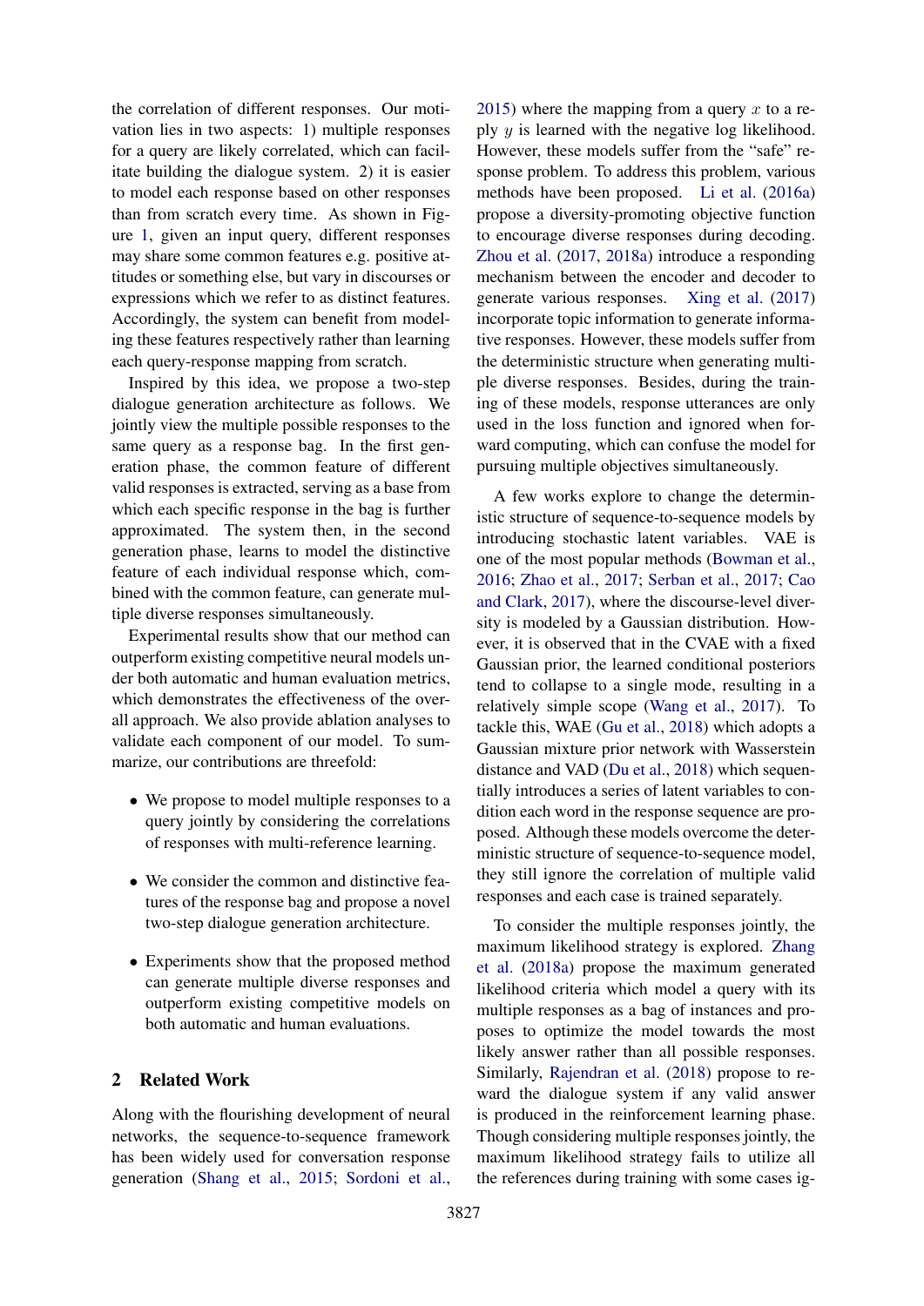the correlation of different responses. Our motivation lies in two aspects: 1) multiple responses for a query are likely correlated, which can facilitate building the dialogue system. 2) it is easier to model each response based on other responses than from scratch every time. As shown in Figure 1, given an input query, different responses may share some common features e.g. positive attitudes or something else, but vary in discourses or expressions which we refer to as distinct features. Accordingly, the system can benefit from modeling these features respectively rather than learning each query-response mapping from scratch.

Inspired by this idea, we propose a two-step dialogue generation architecture as follows. We jointly view the multiple possible responses to the same query as a response bag. In the first generation phase, the common feature of different valid responses is extracted, serving as a base from which each specific response in the bag is further approximated. The system then, in the second generation phase, learns to model the distinctive feature of each individual response which, combined with the common feature, can generate multiple diverse responses simultaneously.

Experimental results show that our method can outperform existing competitive neural models under both automatic and human evaluation metrics, which demonstrates the effectiveness of the overall approach. We also provide ablation analyses to validate each component of our model. To summarize, our contributions are threefold:

- We propose to model multiple responses to a query jointly by considering the correlations of responses with multi-reference learning.
- We consider the common and distinctive features of the response bag and propose a novel two-step dialogue generation architecture.
- Experiments show that the proposed method can generate multiple diverse responses and outperform existing competitive models on both automatic and human evaluations.

## 2 Related Work

Along with the flourishing development of neural networks, the sequence-to-sequence framework has been widely used for conversation response generation (Shang et al., 2015; Sordoni et al., 2015) where the mapping from a query $x$ to a reply $y$ is learned with the negative log likelihood. However, these models suffer from the "safe" response problem. To address this problem, various methods have been proposed. Li et al. (2016a) propose a diversity-promoting objective function to encourage diverse responses during decoding. Zhou et al. (2017, 2018a) introduce a responding mechanism between the encoder and decoder to generate various responses. Xing et al. (2017) incorporate topic information to generate informative responses. However, these models suffer from the deterministic structure when generating multiple diverse responses. Besides, during the training of these models, response utterances are only used in the loss function and ignored when forward computing, which can confuse the model for pursuing multiple objectives simultaneously.

A few works explore to change the deterministic structure of sequence-to-sequence models by introducing stochastic latent variables. VAE is one of the most popular methods (Bowman et al., 2016; Zhao et al., 2017; Serban et al., 2017; Cao and Clark, 2017), where the discourse-level diversity is modeled by a Gaussian distribution. However, it is observed that in the CVAE with a fixed Gaussian prior, the learned conditional posteriors tend to collapse to a single mode, resulting in a relatively simple scope (Wang et al., 2017). To tackle this, WAE (Gu et al., 2018) which adopts a Gaussian mixture prior network with Wasserstein distance and VAD (Du et al., 2018) which sequentially introduces a series of latent variables to condition each word in the response sequence are proposed. Although these models overcome the deterministic structure of sequence-to-sequence model, they still ignore the correlation of multiple valid responses and each case is trained separately.

To consider the multiple responses jointly, the maximum likelihood strategy is explored. Zhang et al. (2018a) propose the maximum generated likelihood criteria which model a query with its multiple responses as a bag of instances and proposes to optimize the model towards the most likely answer rather than all possible responses. Similarly, Rajendran et al. (2018) propose to reward the dialogue system if any valid answer is produced in the reinforcement learning phase. Though considering multiple responses jointly, the maximum likelihood strategy fails to utilize all the references during training with some cases ig-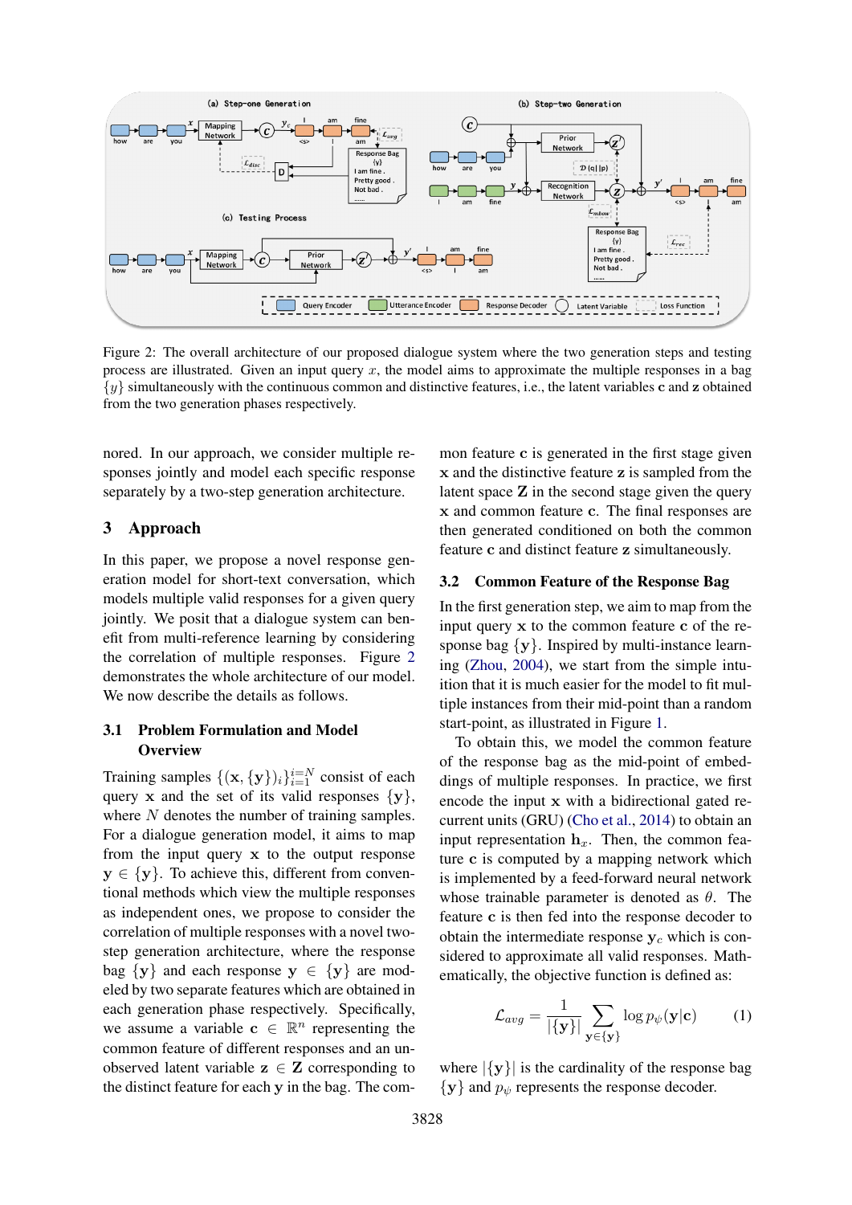Figure 2: The overall architecture of our proposed dialogue system where the two generation steps and testing process are illustrated. Given an input query $x$, the model aims to approximate the multiple responses in a bag $\{y\}$ simultaneously with the continuous common and distinctive features, i.e., the latent variables **c** and **z** obtained from the two generation phases respectively.

nored. In our approach, we consider multiple responses jointly and model each specific response separately by a two-step generation architecture.

# 3 Approach

In this paper, we propose a novel response generation model for short-text conversation, which models multiple valid responses for a given query jointly. We posit that a dialogue system can benefit from multi-reference learning by considering the correlation of multiple responses. Figure 2 demonstrates the whole architecture of our model. We now describe the details as follows.

## 3.1 Problem Formulation and Model Overview

Training samples $\{(\mathbf{x}, \{\mathbf{y}\})_i\}_{i=1}^{i=N}$ consist of each query $\mathbf{x}$ and the set of its valid responses $\{\mathbf{y}\}$, where $N$ denotes the number of training samples. For a dialogue generation model, it aims to map from the input query $\mathbf{x}$ to the output response $\mathbf{y} \in \{\mathbf{y}\}$. To achieve this, different from conventional methods which view the multiple responses as independent ones, we propose to consider the correlation of multiple responses with a novel two-step generation architecture, where the response bag $\{\mathbf{y}\}$ and each response $\mathbf{y} \in \{\mathbf{y}\}$ are modeled by two separate features which are obtained in each generation phase respectively. Specifically, we assume a variable $\mathbf{c} \in \mathbb{R}^n$ representing the common feature of different responses and an unobserved latent variable $\mathbf{z} \in \mathbf{Z}$ corresponding to the distinct feature for each $\mathbf{y}$ in the bag. The common feature $\mathbf{c}$ is generated in the first stage given $\mathbf{x}$ and the distinctive feature $\mathbf{z}$ is sampled from the latent space $\mathbf{Z}$ in the second stage given the query $\mathbf{x}$ and common feature $\mathbf{c}$. The final responses are then generated conditioned on both the common feature $\mathbf{c}$ and distinct feature $\mathbf{z}$ simultaneously.

## 3.2 Common Feature of the Response Bag

In the first generation step, we aim to map from the input query $\mathbf{x}$ to the common feature $\mathbf{c}$ of the response bag $\{\mathbf{y}\}$. Inspired by multi-instance learning (Zhou, 2004), we start from the simple intuition that it is much easier for the model to fit multiple instances from their mid-point than a random start-point, as illustrated in Figure 1.

To obtain this, we model the common feature of the response bag as the mid-point of embeddings of multiple responses. In practice, we first encode the input $\mathbf{x}$ with a bidirectional gated recurrent units (GRU) (Cho et al., 2014) to obtain an input representation $\mathbf{h}_x$. Then, the common feature $\mathbf{c}$ is computed by a mapping network which is implemented by a feed-forward neural network whose trainable parameter is denoted as $\theta$. The feature $\mathbf{c}$ is then fed into the response decoder to obtain the intermediate response $\mathbf{y}_c$ which is considered to approximate all valid responses. Mathematically, the objective function is defined as:

$$\mathcal{L}_{avg} = \frac{1}{|\{\mathbf{y}\}|} \sum_{\mathbf{y} \in \{\mathbf{y}\}} \log p_\psi(\mathbf{y}|\mathbf{c}) \qquad (1)$$

where $|\{\mathbf{y}\}|$ is the cardinality of the response bag $\{\mathbf{y}\}$ and $p_\psi$ represents the response decoder.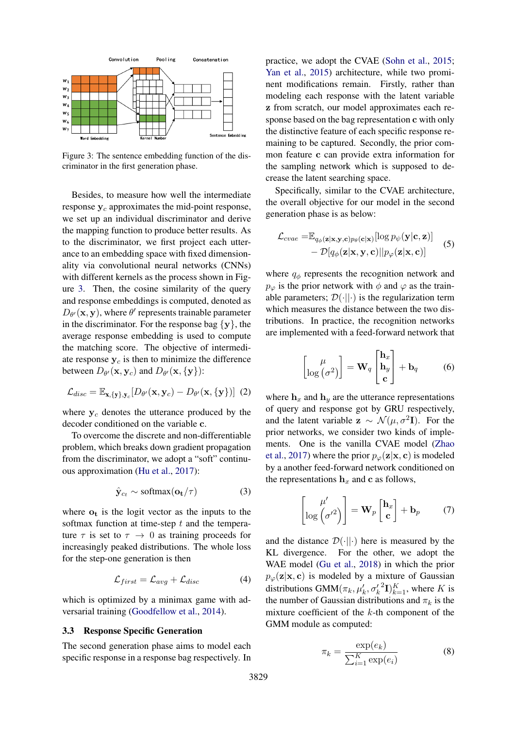Figure 3: The sentence embedding function of the discriminator in the first generation phase.

Besides, to measure how well the intermediate response $\mathbf{y}_c$ approximates the mid-point response, we set up an individual discriminator and derive the mapping function to produce better results. As to the discriminator, we first project each utterance to an embedding space with fixed dimensionality via convolutional neural networks (CNNs) with different kernels as the process shown in Figure 3. Then, the cosine similarity of the query and response embeddings is computed, denoted as $D_{\theta'}(\mathbf{x}, \mathbf{y})$, where $\theta'$ represents trainable parameter in the discriminator. For the response bag $\{\mathbf{y}\}$, the average response embedding is used to compute the matching score. The objective of intermediate response $\mathbf{y}_c$ is then to minimize the difference between $D_{\theta'}(\mathbf{x}, \mathbf{y}_c)$ and $D_{\theta'}(\mathbf{x}, \{\mathbf{y}\})$:

$$\mathcal{L}_{disc} = \mathbb{E}_{\mathbf{x}, \{\mathbf{y}\}, \mathbf{y}_c}[D_{\theta'}(\mathbf{x}, \mathbf{y}_c) - D_{\theta'}(\mathbf{x}, \{\mathbf{y}\})] \quad (2)$$

where $\mathbf{y}_c$ denotes the utterance produced by the decoder conditioned on the variable $\mathbf{c}$.

To overcome the discrete and non-differentiable problem, which breaks down gradient propagation from the discriminator, we adopt a "soft" continuous approximation (Hu et al., 2017):

$$\hat{\mathbf{y}}_{c_t} \sim \text{softmax}(\mathbf{o_t}/\tau) \quad (3)$$

where $\mathbf{o_t}$ is the logit vector as the inputs to the softmax function at time-step $t$ and the temperature $\tau$ is set to $\tau \rightarrow 0$ as training proceeds for increasingly peaked distributions. The whole loss for the step-one generation is then

$$\mathcal{L}_{first} = \mathcal{L}_{avg} + \mathcal{L}_{disc} \quad (4)$$

which is optimized by a minimax game with adversarial training (Goodfellow et al., 2014).

### 3.3 Response Specific Generation

The second generation phase aims to model each specific response in a response bag respectively. In practice, we adopt the CVAE (Sohn et al., 2015; Yan et al., 2015) architecture, while two prominent modifications remain. Firstly, rather than modeling each response with the latent variable $\mathbf{z}$ from scratch, our model approximates each response based on the bag representation $\mathbf{c}$ with only the distinctive feature of each specific response remaining to be captured. Secondly, the prior common feature $\mathbf{c}$ can provide extra information for the sampling network which is supposed to decrease the latent searching space.

Specifically, similar to the CVAE architecture, the overall objective for our model in the second generation phase is as below:

$$\begin{aligned} \mathcal{L}_{cvae} = & \mathbb{E}_{q_\phi(\mathbf{z}|\mathbf{x},\mathbf{y},\mathbf{c})p_\theta(\mathbf{c}|\mathbf{x})}[\log p_\psi(\mathbf{y}|\mathbf{c}, \mathbf{z})] \\ & - \mathcal{D}[q_\phi(\mathbf{z}|\mathbf{x}, \mathbf{y}, \mathbf{c})||p_\varphi(\mathbf{z}|\mathbf{x}, \mathbf{c})] \end{aligned} \quad (5)$$

where $q_\phi$ represents the recognition network and $p_\varphi$ is the prior network with $\phi$ and $\varphi$ as the trainable parameters; $\mathcal{D}(\cdot||\cdot)$ is the regularization term which measures the distance between the two distributions. In practice, the recognition networks are implemented with a feed-forward network that

$$\begin{bmatrix} \mu \\ \log\left(\sigma^2\right) \end{bmatrix} = \mathbf{W}_q \begin{bmatrix} \mathbf{h}_x \\ \mathbf{h}_y \\ \mathbf{c} \end{bmatrix} + \mathbf{b}_q \quad (6)$$

where $\mathbf{h}_x$ and $\mathbf{h}_y$ are the utterance representations of query and response got by GRU respectively, and the latent variable $\mathbf{z} \sim \mathcal{N}(\mu, \sigma^2\mathbf{I})$. For the prior networks, we consider two kinds of implements. One is the vanilla CVAE model (Zhao et al., 2017) where the prior $p_\varphi(\mathbf{z}|\mathbf{x}, \mathbf{c})$ is modeled by a another feed-forward network conditioned on the representations $\mathbf{h}_x$ and $\mathbf{c}$ as follows,

$$\begin{bmatrix} \mu' \\ \log\left(\sigma'^2\right) \end{bmatrix} = \mathbf{W}_p \begin{bmatrix} \mathbf{h}_x \\ \mathbf{c} \end{bmatrix} + \mathbf{b}_p \quad (7)$$

and the distance $\mathcal{D}(\cdot||\cdot)$ here is measured by the KL divergence. For the other, we adopt the WAE model (Gu et al., 2018) in which the prior $p_\varphi(\mathbf{z}|\mathbf{x}, \mathbf{c})$ is modeled by a mixture of Gaussian distributions $\text{GMM}(\pi_k, \mu'_k, {\sigma'_k}^2\mathbf{I})_{k=1}^K$, where $K$ is the number of Gaussian distributions and $\pi_k$ is the mixture coefficient of the $k$-th component of the GMM module as computed:

$$\pi_k = \frac{\exp(e_k)}{\sum_{i=1}^K \exp(e_i)} \quad (8)$$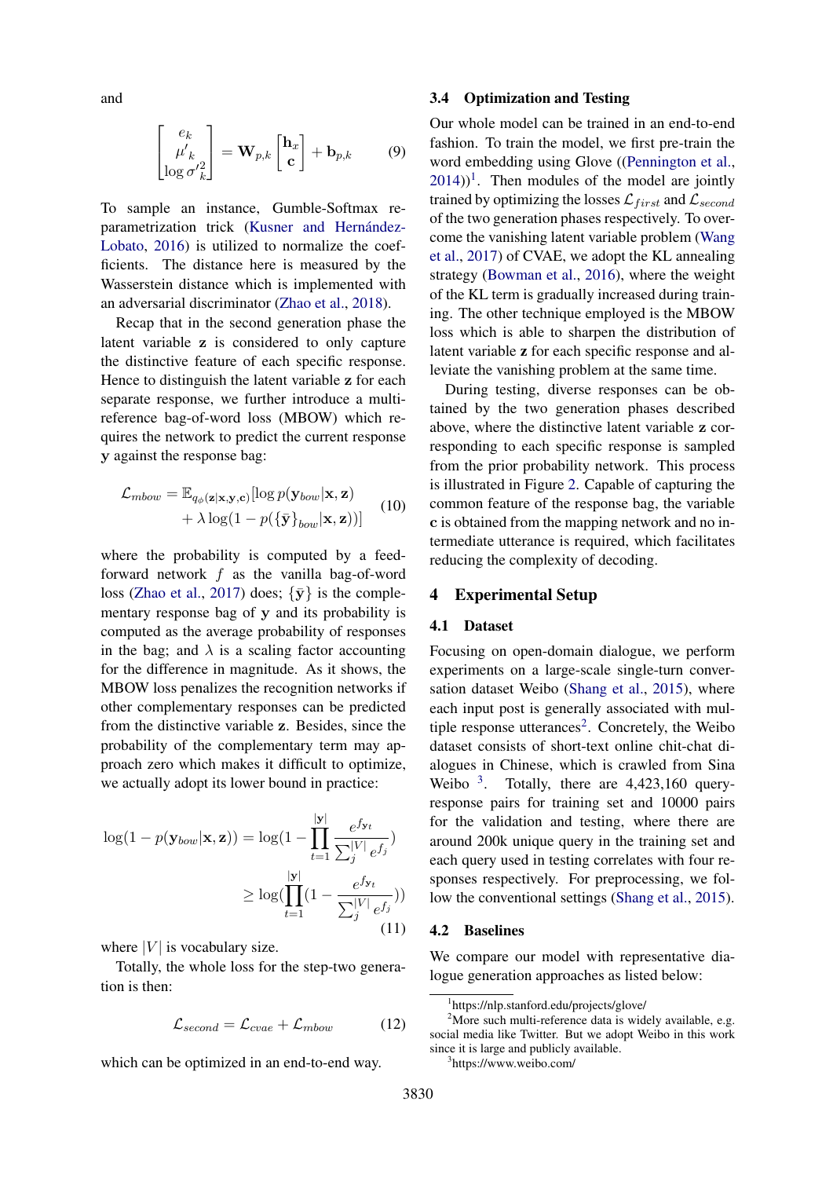and

$$\begin{bmatrix} e_k \\ \mu'_k \\ \log \sigma'^2_k \end{bmatrix} = \mathbf{W}_{p,k} \begin{bmatrix} \mathbf{h}_x \\ \mathbf{c} \end{bmatrix} + \mathbf{b}_{p,k} \tag{9}$$

To sample an instance, Gumble-Softmax reparametrization trick (Kusner and Hernández-Lobato, 2016) is utilized to normalize the coefficients. The distance here is measured by the Wasserstein distance which is implemented with an adversarial discriminator (Zhao et al., 2018).

Recap that in the second generation phase the latent variable $\mathbf{z}$ is considered to only capture the distinctive feature of each specific response. Hence to distinguish the latent variable $\mathbf{z}$ for each separate response, we further introduce a multi-reference bag-of-word loss (MBOW) which requires the network to predict the current response $\mathbf{y}$ against the response bag:

$$\mathcal{L}_{mbow} = \mathbb{E}_{q_\phi(\mathbf{z}|\mathbf{x},\mathbf{y},\mathbf{c})}[\log p(\mathbf{y}_{bow}|\mathbf{x},\mathbf{z}) + \lambda \log(1 - p(\{\bar{\mathbf{y}}\}_{bow}|\mathbf{x},\mathbf{z}))] \tag{10}$$

where the probability is computed by a feed-forward network $f$ as the vanilla bag-of-word loss (Zhao et al., 2017) does; $\{\bar{\mathbf{y}}\}$ is the complementary response bag of $\mathbf{y}$ and its probability is computed as the average probability of responses in the bag; and $\lambda$ is a scaling factor accounting for the difference in magnitude. As it shows, the MBOW loss penalizes the recognition networks if other complementary responses can be predicted from the distinctive variable $\mathbf{z}$. Besides, since the probability of the complementary term may approach zero which makes it difficult to optimize, we actually adopt its lower bound in practice:

$$\begin{aligned} \log(1 - p(\mathbf{y}_{bow}|\mathbf{x},\mathbf{z})) &= \log(1 - \prod_{t=1}^{|\mathbf{y}|} \frac{e^{f_{\mathbf{y}_t}}}{\sum_j^{|V|} e^{f_j}}) \\ &\geq \log(\prod_{t=1}^{|\mathbf{y}|}(1 - \frac{e^{f_{\mathbf{y}_t}}}{\sum_j^{|V|} e^{f_j}})) \end{aligned} \tag{11}$$

where $|V|$ is vocabulary size.

Totally, the whole loss for the step-two generation is then:

$$\mathcal{L}_{second} = \mathcal{L}_{cvae} + \mathcal{L}_{mbow} \tag{12}$$

which can be optimized in an end-to-end way.

### 3.4 Optimization and Testing

Our whole model can be trained in an end-to-end fashion. To train the model, we first pre-train the word embedding using Glove ((Pennington et al., 2014))[1]. Then modules of the model are jointly trained by optimizing the losses $\mathcal{L}_{first}$ and $\mathcal{L}_{second}$ of the two generation phases respectively. To overcome the vanishing latent variable problem (Wang et al., 2017) of CVAE, we adopt the KL annealing strategy (Bowman et al., 2016), where the weight of the KL term is gradually increased during training. The other technique employed is the MBOW loss which is able to sharpen the distribution of latent variable $\mathbf{z}$ for each specific response and alleviate the vanishing problem at the same time.

During testing, diverse responses can be obtained by the two generation phases described above, where the distinctive latent variable $\mathbf{z}$ corresponding to each specific response is sampled from the prior probability network. This process is illustrated in Figure 2. Capable of capturing the common feature of the response bag, the variable $\mathbf{c}$ is obtained from the mapping network and no intermediate utterance is required, which facilitates reducing the complexity of decoding.

## 4 Experimental Setup

### 4.1 Dataset

Focusing on open-domain dialogue, we perform experiments on a large-scale single-turn conversation dataset Weibo (Shang et al., 2015), where each input post is generally associated with multiple response utterances[2]. Concretely, the Weibo dataset consists of short-text online chit-chat dialogues in Chinese, which is crawled from Sina Weibo [3]. Totally, there are 4,423,160 query-response pairs for training set and 10000 pairs for the validation and testing, where there are around 200k unique query in the training set and each query used in testing correlates with four responses respectively. For preprocessing, we follow the conventional settings (Shang et al., 2015).

### 4.2 Baselines

We compare our model with representative dialogue generation approaches as listed below:

[1] https://nlp.stanford.edu/projects/glove/

[2] More such multi-reference data is widely available, e.g. social media like Twitter. But we adopt Weibo in this work since it is large and publicly available.

[3] https://www.weibo.com/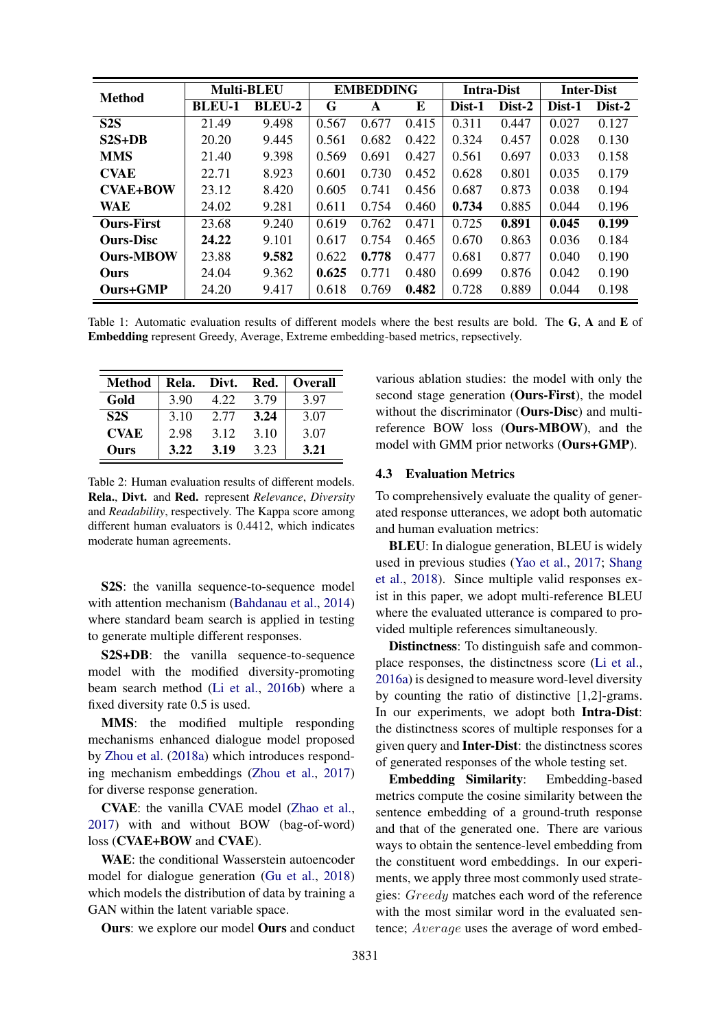| Method | Multi-BLEU | | EMBEDDING | | | Intra-Dist | | Inter-Dist | |
|---|---|---|---|---|---|---|---|---|---|
| | BLEU-1 | BLEU-2 | G | A | E | Dist-1 | Dist-2 | Dist-1 | Dist-2 |
| **S2S** | 21.49 | 9.498 | 0.567 | 0.677 | 0.415 | 0.311 | 0.447 | 0.027 | 0.127 |
| **S2S+DB** | 20.20 | 9.445 | 0.561 | 0.682 | 0.422 | 0.324 | 0.457 | 0.028 | 0.130 |
| **MMS** | 21.40 | 9.398 | 0.569 | 0.691 | 0.427 | 0.561 | 0.697 | 0.033 | 0.158 |
| **CVAE** | 22.71 | 8.923 | 0.601 | 0.730 | 0.452 | 0.628 | 0.801 | 0.035 | 0.179 |
| **CVAE+BOW** | 23.12 | 8.420 | 0.605 | 0.741 | 0.456 | 0.687 | 0.873 | 0.038 | 0.194 |
| **WAE** | 24.02 | 9.281 | 0.611 | 0.754 | 0.460 | **0.734** | 0.885 | 0.044 | 0.196 |
| **Ours-First** | 23.68 | 9.240 | 0.619 | 0.762 | 0.471 | 0.725 | **0.891** | **0.045** | **0.199** |
| **Ours-Disc** | **24.22** | 9.101 | 0.617 | 0.754 | 0.465 | 0.670 | 0.863 | 0.036 | 0.184 |
| **Ours-MBOW** | 23.88 | **9.582** | 0.622 | **0.778** | 0.477 | 0.681 | 0.877 | 0.040 | 0.190 |
| **Ours** | 24.04 | 9.362 | **0.625** | 0.771 | 0.480 | 0.699 | 0.876 | 0.042 | 0.190 |
| **Ours+GMP** | 24.20 | 9.417 | 0.618 | 0.769 | **0.482** | 0.728 | 0.889 | 0.044 | 0.198 |

Table 1: Automatic evaluation results of different models where the best results are bold. The **G**, **A** and **E** of **Embedding** represent Greedy, Average, Extreme embedding-based metrics, repsectively.

| Method | Rela. | Divt. | Red. | Overall |
|---|---|---|---|---|
| **Gold** | 3.90 | 4.22 | 3.79 | 3.97 |
| **S2S** | 3.10 | 2.77 | **3.24** | 3.07 |
| **CVAE** | 2.98 | 3.12 | 3.10 | 3.07 |
| **Ours** | **3.22** | **3.19** | 3.23 | **3.21** |

Table 2: Human evaluation results of different models. **Rela.**, **Divt.** and **Red.** represent *Relevance*, *Diversity* and *Readability*, respectively. The Kappa score among different human evaluators is 0.4412, which indicates moderate human agreements.

**S2S**: the vanilla sequence-to-sequence model with attention mechanism (Bahdanau et al., 2014) where standard beam search is applied in testing to generate multiple different responses.

**S2S+DB**: the vanilla sequence-to-sequence model with the modified diversity-promoting beam search method (Li et al., 2016b) where a fixed diversity rate 0.5 is used.

**MMS**: the modified multiple responding mechanisms enhanced dialogue model proposed by Zhou et al. (2018a) which introduces responding mechanism embeddings (Zhou et al., 2017) for diverse response generation.

**CVAE**: the vanilla CVAE model (Zhao et al., 2017) with and without BOW (bag-of-word) loss (**CVAE+BOW** and **CVAE**).

**WAE**: the conditional Wasserstein autoencoder model for dialogue generation (Gu et al., 2018) which models the distribution of data by training a GAN within the latent variable space.

**Ours**: we explore our model **Ours** and conduct various ablation studies: the model with only the second stage generation (**Ours-First**), the model without the discriminator (**Ours-Disc**) and multi-reference BOW loss (**Ours-MBOW**), and the model with GMM prior networks (**Ours+GMP**).

### 4.3 Evaluation Metrics

To comprehensively evaluate the quality of generated response utterances, we adopt both automatic and human evaluation metrics:

**BLEU**: In dialogue generation, BLEU is widely used in previous studies (Yao et al., 2017; Shang et al., 2018). Since multiple valid responses exist in this paper, we adopt multi-reference BLEU where the evaluated utterance is compared to provided multiple references simultaneously.

**Distinctness**: To distinguish safe and commonplace responses, the distinctness score (Li et al., 2016a) is designed to measure word-level diversity by counting the ratio of distinctive [1,2]-grams. In our experiments, we adopt both **Intra-Dist**: the distinctness scores of multiple responses for a given query and **Inter-Dist**: the distinctness scores of generated responses of the whole testing set.

**Embedding Similarity**: Embedding-based metrics compute the cosine similarity between the sentence embedding of a ground-truth response and that of the generated one. There are various ways to obtain the sentence-level embedding from the constituent word embeddings. In our experiments, we apply three most commonly used strategies: $Greedy$ matches each word of the reference with the most similar word in the evaluated sentence; $Average$ uses the average of word embed-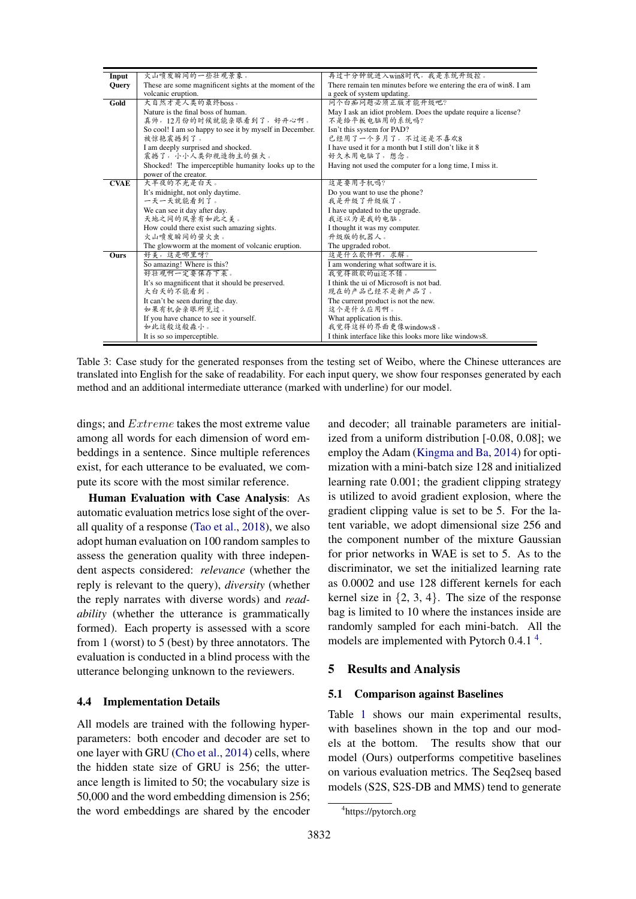| | | |
|---|---|---|
| **Input Query** | 火山喷发瞬间的一些壮观景象。<br>These are some magnificent sights at the moment of the volcanic eruption. | 再过十分钟就进入win8时代，我是系统升级控。<br>There remain ten minutes before we entering the era of win8. I am a geek of system updating. |
| **Gold** | 大自然才是人类的最终boss。<br>Nature is the final boss of human.<br>真帅，12月份的时候就能亲眼看到了，好开心啊。<br>So cool! I am so happy to see it by myself in December.<br>被惊艳震撼到了。<br>I am deeply surprised and shocked.<br>震撼了，小小人类仰视造物主的强大。<br>Shocked! The imperceptible humanity looks up to the power of the creator. | 问个白痴问题必须正版才能升级吧?<br>May I ask an idiot problem. Does the update require a license?<br>不是给平板电脑用的系统吗?<br>Isn't this system for PAD?<br>已经用了一个多月了，不过还是不喜欢8<br>I have used it for a month but I still don't like it 8<br>好久木用电脑了，想念。<br>Having not used the computer for a long time, I miss it. |
| **CVAE** | 大半夜的不光是白天。<br>It's midnight, not only daytime.<br>一天一天就能看到了。<br>We can see it day after day.<br>天地之间的风景有如此之美。<br>How could there exist such amazing sights.<br>火山喷发瞬间的萤火虫。<br>The glowworm at the moment of volcanic eruption. | 这是要用手机吗?<br>Do you want to use the phone?<br>我是升级了升级版了。<br>I have updated to the upgrade.<br>我还以为是我的电脑。<br>I thought it was my computer.<br>升级版的机器人。<br>The upgraded robot. |
| **Ours** | <u>好美，这是哪里呀?</u><br><u>So amazing! Where is this?</u><br>好壮观啊一定要保存下来。<br>It's so magnificent that it should be preserved.<br>大白天的不能看到。<br>It can't be seen during the day.<br>如果有机会亲眼所见过。<br>If you have chance to see it yourself.<br>如此这般这般淼小。<br>It is so so imperceptible. | <u>这是什么软件啊，求解。</u><br><u>I am wondering what software it is.</u><br>我觉得微软的ui还不错。<br>I think the ui of Microsoft is not bad.<br>现在的产品已经不是新产品了。<br>The current product is not the new.<br>这个是什么应用啊。<br>What application is this.<br>我觉得这样的界面更像windows8。<br>I think interface like this looks more like windows8. |

Table 3: Case study for the generated responses from the testing set of Weibo, where the Chinese utterances are translated into English for the sake of readability. For each input query, we show four responses generated by each method and an additional intermediate utterance (marked with underline) for our model.

dings; and *Extreme* takes the most extreme value among all words for each dimension of word embeddings in a sentence. Since multiple references exist, for each utterance to be evaluated, we compute its score with the most similar reference.

**Human Evaluation with Case Analysis**: As automatic evaluation metrics lose sight of the overall quality of a response (Tao et al., 2018), we also adopt human evaluation on 100 random samples to assess the generation quality with three independent aspects considered: *relevance* (whether the reply is relevant to the query), *diversity* (whether the reply narrates with diverse words) and *readability* (whether the utterance is grammatically formed). Each property is assessed with a score from 1 (worst) to 5 (best) by three annotators. The evaluation is conducted in a blind process with the utterance belonging unknown to the reviewers.

### 4.4 Implementation Details

All models are trained with the following hyperparameters: both encoder and decoder are set to one layer with GRU (Cho et al., 2014) cells, where the hidden state size of GRU is 256; the utterance length is limited to 50; the vocabulary size is 50,000 and the word embedding dimension is 256; the word embeddings are shared by the encoder and decoder; all trainable parameters are initialized from a uniform distribution [-0.08, 0.08]; we employ the Adam (Kingma and Ba, 2014) for optimization with a mini-batch size 128 and initialized learning rate 0.001; the gradient clipping strategy is utilized to avoid gradient explosion, where the gradient clipping value is set to be 5. For the latent variable, we adopt dimensional size 256 and the component number of the mixture Gaussian for prior networks in WAE is set to 5. As to the discriminator, we set the initialized learning rate as 0.0002 and use 128 different kernels for each kernel size in $\{2, 3, 4\}$. The size of the response bag is limited to 10 where the instances inside are randomly sampled for each mini-batch. All the models are implemented with Pytorch 0.4.1 [4].

## 5 Results and Analysis

### 5.1 Comparison against Baselines

Table 1 shows our main experimental results, with baselines shown in the top and our models at the bottom. The results show that our model (Ours) outperforms competitive baselines on various evaluation metrics. The Seq2seq based models (S2S, S2S-DB and MMS) tend to generate

[4] https://pytorch.org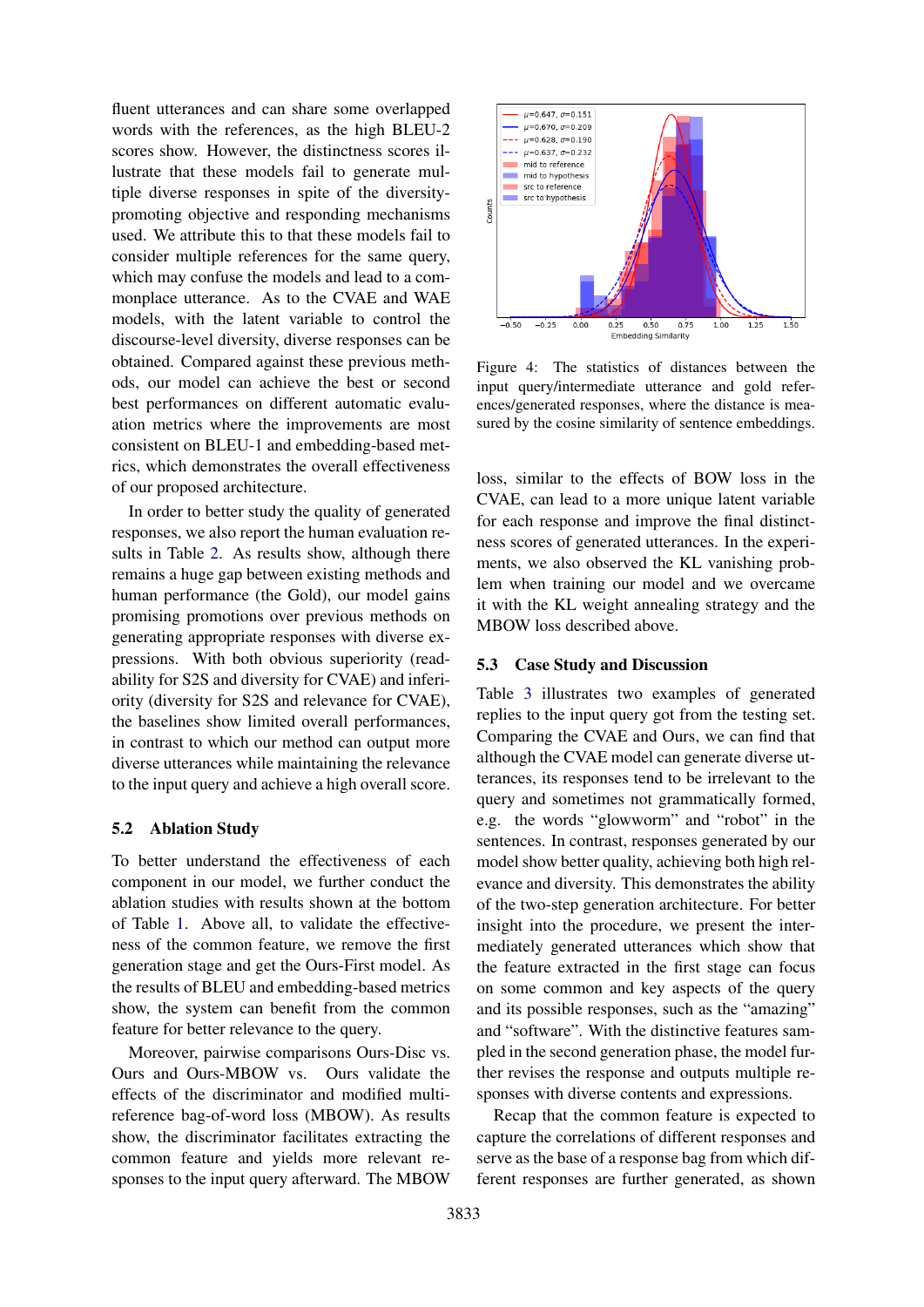fluent utterances and can share some overlapped words with the references, as the high BLEU-2 scores show. However, the distinctness scores illustrate that these models fail to generate multiple diverse responses in spite of the diversity-promoting objective and responding mechanisms used. We attribute this to that these models fail to consider multiple references for the same query, which may confuse the models and lead to a commonplace utterance. As to the CVAE and WAE models, with the latent variable to control the discourse-level diversity, diverse responses can be obtained. Compared against these previous methods, our model can achieve the best or second best performances on different automatic evaluation metrics where the improvements are most consistent on BLEU-1 and embedding-based metrics, which demonstrates the overall effectiveness of our proposed architecture.

In order to better study the quality of generated responses, we also report the human evaluation results in Table 2. As results show, although there remains a huge gap between existing methods and human performance (the Gold), our model gains promising promotions over previous methods on generating appropriate responses with diverse expressions. With both obvious superiority (readability for S2S and diversity for CVAE) and inferiority (diversity for S2S and relevance for CVAE), the baselines show limited overall performances, in contrast to which our method can output more diverse utterances while maintaining the relevance to the input query and achieve a high overall score.

## 5.2 Ablation Study

To better understand the effectiveness of each component in our model, we further conduct the ablation studies with results shown at the bottom of Table 1. Above all, to validate the effectiveness of the common feature, we remove the first generation stage and get the Ours-First model. As the results of BLEU and embedding-based metrics show, the system can benefit from the common feature for better relevance to the query.

Moreover, pairwise comparisons Ours-Disc vs. Ours and Ours-MBOW vs. Ours validate the effects of the discriminator and modified multi-reference bag-of-word loss (MBOW). As results show, the discriminator facilitates extracting the common feature and yields more relevant responses to the input query afterward. The MBOW loss, similar to the effects of BOW loss in the CVAE, can lead to a more unique latent variable for each response and improve the final distinctness scores of generated utterances. In the experiments, we also observed the KL vanishing problem when training our model and we overcame it with the KL weight annealing strategy and the MBOW loss described above.

Figure 4: The statistics of distances between the input query/intermediate utterance and gold references/generated responses, where the distance is measured by the cosine similarity of sentence embeddings.

## 5.3 Case Study and Discussion

Table 3 illustrates two examples of generated replies to the input query got from the testing set. Comparing the CVAE and Ours, we can find that although the CVAE model can generate diverse utterances, its responses tend to be irrelevant to the query and sometimes not grammatically formed, e.g. the words “glowworm” and “robot” in the sentences. In contrast, responses generated by our model show better quality, achieving both high relevance and diversity. This demonstrates the ability of the two-step generation architecture. For better insight into the procedure, we present the intermediately generated utterances which show that the feature extracted in the first stage can focus on some common and key aspects of the query and its possible responses, such as the “amazing” and “software”. With the distinctive features sampled in the second generation phase, the model further revises the response and outputs multiple responses with diverse contents and expressions.

Recap that the common feature is expected to capture the correlations of different responses and serve as the base of a response bag from which different responses are further generated, as shown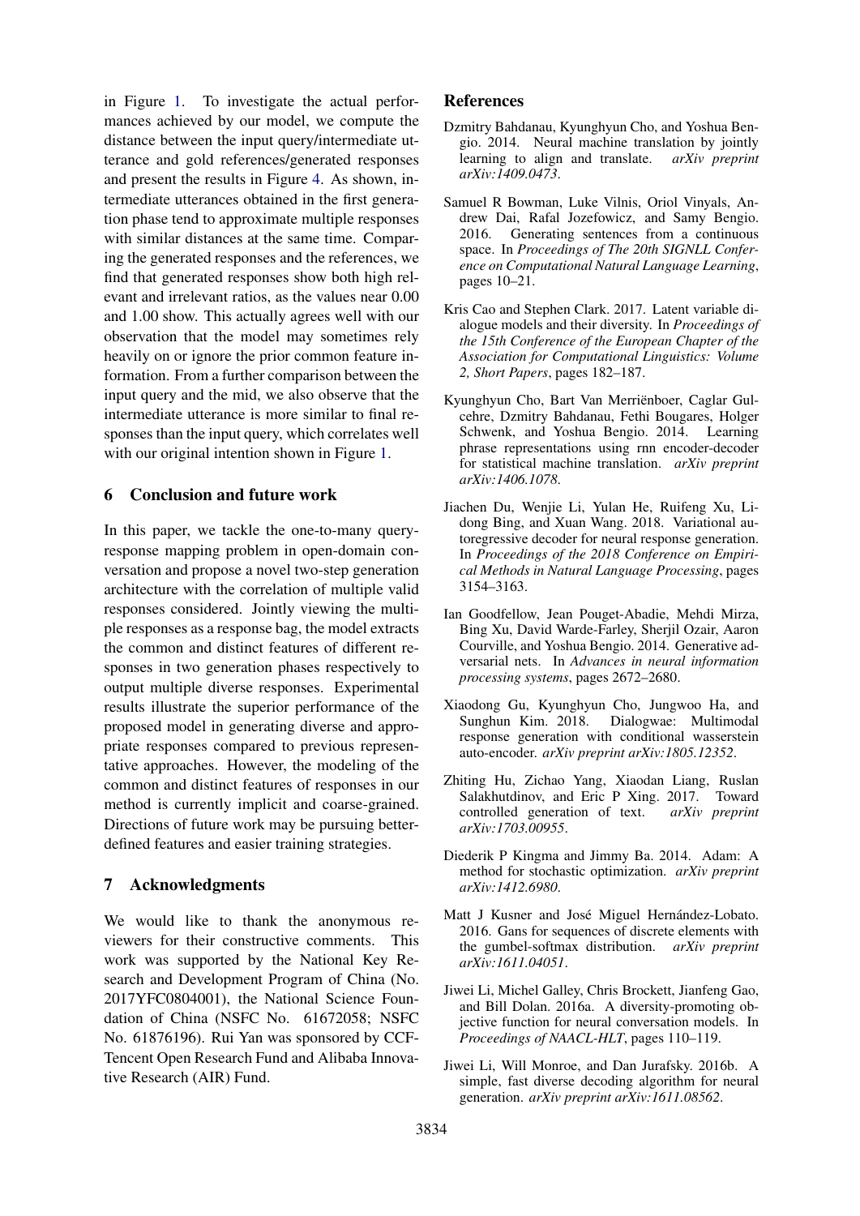in Figure 1. To investigate the actual performances achieved by our model, we compute the distance between the input query/intermediate utterance and gold references/generated responses and present the results in Figure 4. As shown, intermediate utterances obtained in the first generation phase tend to approximate multiple responses with similar distances at the same time. Comparing the generated responses and the references, we find that generated responses show both high relevant and irrelevant ratios, as the values near 0.00 and 1.00 show. This actually agrees well with our observation that the model may sometimes rely heavily on or ignore the prior common feature information. From a further comparison between the input query and the mid, we also observe that the intermediate utterance is more similar to final responses than the input query, which correlates well with our original intention shown in Figure 1.

## 6 Conclusion and future work

In this paper, we tackle the one-to-many query-response mapping problem in open-domain conversation and propose a novel two-step generation architecture with the correlation of multiple valid responses considered. Jointly viewing the multiple responses as a response bag, the model extracts the common and distinct features of different responses in two generation phases respectively to output multiple diverse responses. Experimental results illustrate the superior performance of the proposed model in generating diverse and appropriate responses compared to previous representative approaches. However, the modeling of the common and distinct features of responses in our method is currently implicit and coarse-grained. Directions of future work may be pursuing better-defined features and easier training strategies.

## 7 Acknowledgments

We would like to thank the anonymous reviewers for their constructive comments. This work was supported by the National Key Research and Development Program of China (No. 2017YFC0804001), the National Science Foundation of China (NSFC No. 61672058; NSFC No. 61876196). Rui Yan was sponsored by CCF-Tencent Open Research Fund and Alibaba Innovative Research (AIR) Fund.

## References

Dzmitry Bahdanau, Kyunghyun Cho, and Yoshua Bengio. 2014. Neural machine translation by jointly learning to align and translate. *arXiv preprint arXiv:1409.0473*.

Samuel R Bowman, Luke Vilnis, Oriol Vinyals, Andrew Dai, Rafal Jozefowicz, and Samy Bengio. 2016. Generating sentences from a continuous space. In *Proceedings of The 20th SIGNLL Conference on Computational Natural Language Learning*, pages 10–21.

Kris Cao and Stephen Clark. 2017. Latent variable dialogue models and their diversity. In *Proceedings of the 15th Conference of the European Chapter of the Association for Computational Linguistics: Volume 2, Short Papers*, pages 182–187.

Kyunghyun Cho, Bart Van Merriënboer, Caglar Gulcehre, Dzmitry Bahdanau, Fethi Bougares, Holger Schwenk, and Yoshua Bengio. 2014. Learning phrase representations using rnn encoder-decoder for statistical machine translation. *arXiv preprint arXiv:1406.1078*.

Jiachen Du, Wenjie Li, Yulan He, Ruifeng Xu, Lidong Bing, and Xuan Wang. 2018. Variational autoregressive decoder for neural response generation. In *Proceedings of the 2018 Conference on Empirical Methods in Natural Language Processing*, pages 3154–3163.

Ian Goodfellow, Jean Pouget-Abadie, Mehdi Mirza, Bing Xu, David Warde-Farley, Sherjil Ozair, Aaron Courville, and Yoshua Bengio. 2014. Generative adversarial nets. In *Advances in neural information processing systems*, pages 2672–2680.

Xiaodong Gu, Kyunghyun Cho, Jungwoo Ha, and Sunghun Kim. 2018. Dialogwae: Multimodal response generation with conditional wasserstein auto-encoder. *arXiv preprint arXiv:1805.12352*.

Zhiting Hu, Zichao Yang, Xiaodan Liang, Ruslan Salakhutdinov, and Eric P Xing. 2017. Toward controlled generation of text. *arXiv preprint arXiv:1703.00955*.

Diederik P Kingma and Jimmy Ba. 2014. Adam: A method for stochastic optimization. *arXiv preprint arXiv:1412.6980*.

Matt J Kusner and José Miguel Hernández-Lobato. 2016. Gans for sequences of discrete elements with the gumbel-softmax distribution. *arXiv preprint arXiv:1611.04051*.

Jiwei Li, Michel Galley, Chris Brockett, Jianfeng Gao, and Bill Dolan. 2016a. A diversity-promoting objective function for neural conversation models. In *Proceedings of NAACL-HLT*, pages 110–119.

Jiwei Li, Will Monroe, and Dan Jurafsky. 2016b. A simple, fast diverse decoding algorithm for neural generation. *arXiv preprint arXiv:1611.08562*.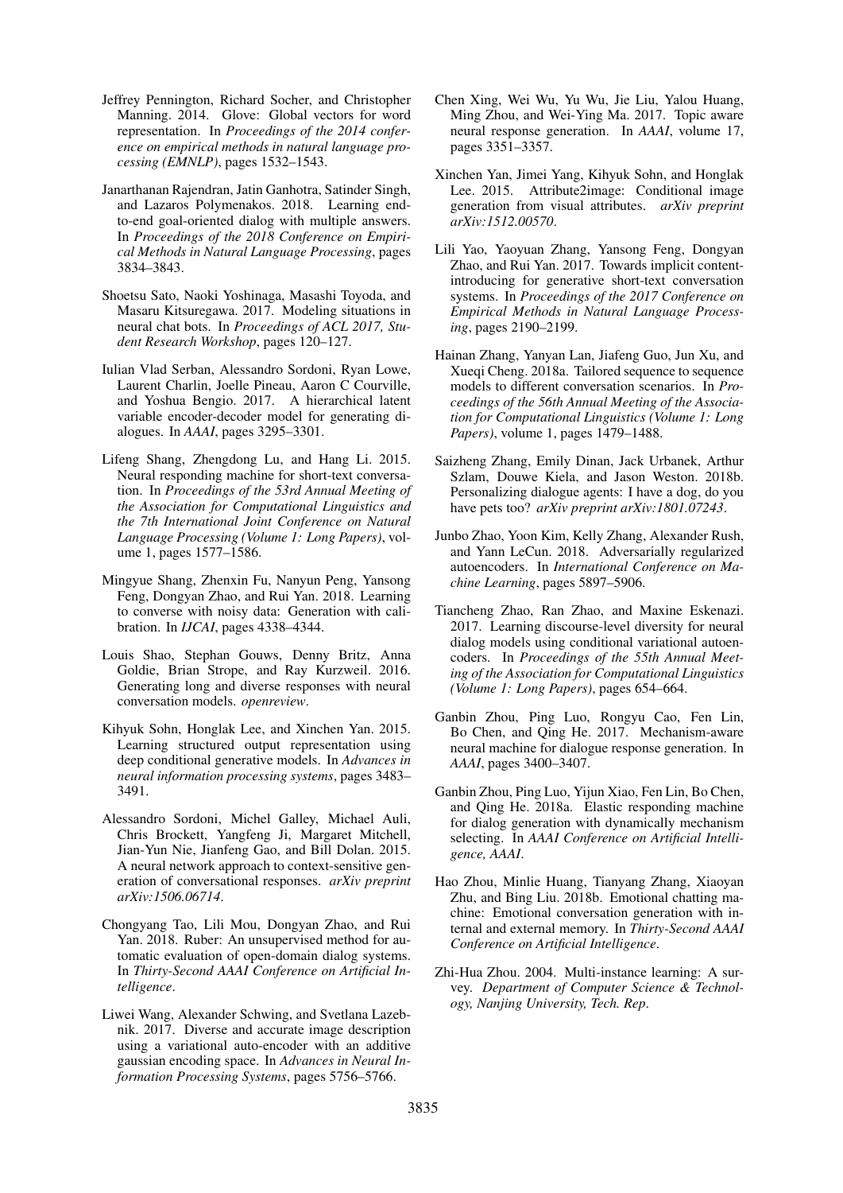Jeffrey Pennington, Richard Socher, and Christopher Manning. 2014. Glove: Global vectors for word representation. In *Proceedings of the 2014 conference on empirical methods in natural language processing (EMNLP)*, pages 1532–1543.

Janarthanan Rajendran, Jatin Ganhotra, Satinder Singh, and Lazaros Polymenakos. 2018. Learning end-to-end goal-oriented dialog with multiple answers. In *Proceedings of the 2018 Conference on Empirical Methods in Natural Language Processing*, pages 3834–3843.

Shoetsu Sato, Naoki Yoshinaga, Masashi Toyoda, and Masaru Kitsuregawa. 2017. Modeling situations in neural chat bots. In *Proceedings of ACL 2017, Student Research Workshop*, pages 120–127.

Iulian Vlad Serban, Alessandro Sordoni, Ryan Lowe, Laurent Charlin, Joelle Pineau, Aaron C Courville, and Yoshua Bengio. 2017. A hierarchical latent variable encoder-decoder model for generating dialogues. In *AAAI*, pages 3295–3301.

Lifeng Shang, Zhengdong Lu, and Hang Li. 2015. Neural responding machine for short-text conversation. In *Proceedings of the 53rd Annual Meeting of the Association for Computational Linguistics and the 7th International Joint Conference on Natural Language Processing (Volume 1: Long Papers)*, volume 1, pages 1577–1586.

Mingyue Shang, Zhenxin Fu, Nanyun Peng, Yansong Feng, Dongyan Zhao, and Rui Yan. 2018. Learning to converse with noisy data: Generation with calibration. In *IJCAI*, pages 4338–4344.

Louis Shao, Stephan Gouws, Denny Britz, Anna Goldie, Brian Strope, and Ray Kurzweil. 2016. Generating long and diverse responses with neural conversation models. *openreview*.

Kihyuk Sohn, Honglak Lee, and Xinchen Yan. 2015. Learning structured output representation using deep conditional generative models. In *Advances in neural information processing systems*, pages 3483–3491.

Alessandro Sordoni, Michel Galley, Michael Auli, Chris Brockett, Yangfeng Ji, Margaret Mitchell, Jian-Yun Nie, Jianfeng Gao, and Bill Dolan. 2015. A neural network approach to context-sensitive generation of conversational responses. *arXiv preprint arXiv:1506.06714*.

Chongyang Tao, Lili Mou, Dongyan Zhao, and Rui Yan. 2018. Ruber: An unsupervised method for automatic evaluation of open-domain dialog systems. In *Thirty-Second AAAI Conference on Artificial Intelligence*.

Liwei Wang, Alexander Schwing, and Svetlana Lazebnik. 2017. Diverse and accurate image description using a variational auto-encoder with an additive gaussian encoding space. In *Advances in Neural Information Processing Systems*, pages 5756–5766.

Chen Xing, Wei Wu, Yu Wu, Jie Liu, Yalou Huang, Ming Zhou, and Wei-Ying Ma. 2017. Topic aware neural response generation. In *AAAI*, volume 17, pages 3351–3357.

Xinchen Yan, Jimei Yang, Kihyuk Sohn, and Honglak Lee. 2015. Attribute2image: Conditional image generation from visual attributes. *arXiv preprint arXiv:1512.00570*.

Lili Yao, Yaoyuan Zhang, Yansong Feng, Dongyan Zhao, and Rui Yan. 2017. Towards implicit content-introducing for generative short-text conversation systems. In *Proceedings of the 2017 Conference on Empirical Methods in Natural Language Processing*, pages 2190–2199.

Hainan Zhang, Yanyan Lan, Jiafeng Guo, Jun Xu, and Xueqi Cheng. 2018a. Tailored sequence to sequence models to different conversation scenarios. In *Proceedings of the 56th Annual Meeting of the Association for Computational Linguistics (Volume 1: Long Papers)*, volume 1, pages 1479–1488.

Saizheng Zhang, Emily Dinan, Jack Urbanek, Arthur Szlam, Douwe Kiela, and Jason Weston. 2018b. Personalizing dialogue agents: I have a dog, do you have pets too? *arXiv preprint arXiv:1801.07243*.

Junbo Zhao, Yoon Kim, Kelly Zhang, Alexander Rush, and Yann LeCun. 2018. Adversarially regularized autoencoders. In *International Conference on Machine Learning*, pages 5897–5906.

Tiancheng Zhao, Ran Zhao, and Maxine Eskenazi. 2017. Learning discourse-level diversity for neural dialog models using conditional variational autoencoders. In *Proceedings of the 55th Annual Meeting of the Association for Computational Linguistics (Volume 1: Long Papers)*, pages 654–664.

Ganbin Zhou, Ping Luo, Rongyu Cao, Fen Lin, Bo Chen, and Qing He. 2017. Mechanism-aware neural machine for dialogue response generation. In *AAAI*, pages 3400–3407.

Ganbin Zhou, Ping Luo, Yijun Xiao, Fen Lin, Bo Chen, and Qing He. 2018a. Elastic responding machine for dialog generation with dynamically mechanism selecting. In *AAAI Conference on Artificial Intelligence, AAAI*.

Hao Zhou, Minlie Huang, Tianyang Zhang, Xiaoyan Zhu, and Bing Liu. 2018b. Emotional chatting machine: Emotional conversation generation with internal and external memory. In *Thirty-Second AAAI Conference on Artificial Intelligence*.

Zhi-Hua Zhou. 2004. Multi-instance learning: A survey. *Department of Computer Science & Technology, Nanjing University, Tech. Rep*.